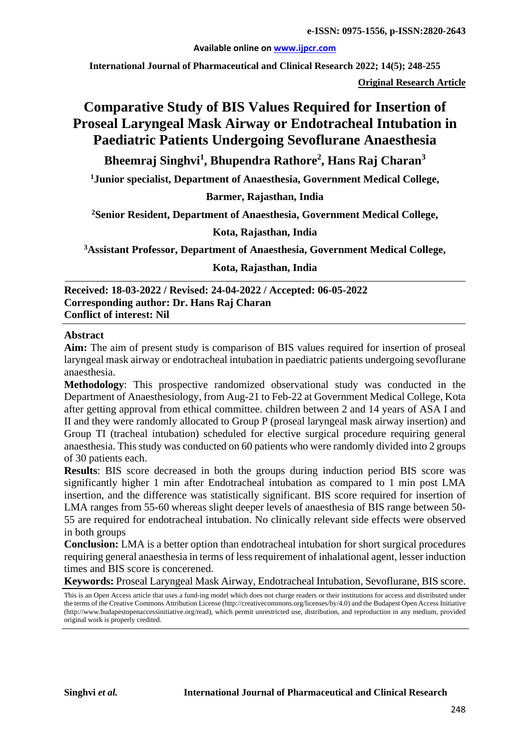**Original Research Article**

# Comparative Study of BIS Values Required for Insertion of Proseal Laryngeal Mask Airway or Endotracheal Intubation in Paediatric Patients Undergoing Sevoflurane Anaesthesia

**Bheemraj Singhvi[1], Bhupendra Rathore[2], Hans Raj Charan[3]**

**[1]Junior specialist, Department of Anaesthesia, Government Medical College, Barmer, Rajasthan, India**

**[2]Senior Resident, Department of Anaesthesia, Government Medical College, Kota, Rajasthan, India**

**[3]Assistant Professor, Department of Anaesthesia, Government Medical College, Kota, Rajasthan, India**

**Received: 18-03-2022 / Revised: 24-04-2022 / Accepted: 06-05-2022**
**Corresponding author: Dr. Hans Raj Charan**
**Conflict of interest: Nil**

## Abstract

**Aim:** The aim of present study is comparison of BIS values required for insertion of proseal laryngeal mask airway or endotracheal intubation in paediatric patients undergoing sevoflurane anaesthesia.

**Methodology**: This prospective randomized observational study was conducted in the Department of Anaesthesiology, from Aug-21 to Feb-22 at Government Medical College, Kota after getting approval from ethical committee. children between 2 and 14 years of ASA I and II and they were randomly allocated to Group P (proseal laryngeal mask airway insertion) and Group TI (tracheal intubation) scheduled for elective surgical procedure requiring general anaesthesia. This study was conducted on 60 patients who were randomly divided into 2 groups of 30 patients each.

**Results**: BIS score decreased in both the groups during induction period BIS score was significantly higher 1 min after Endotracheal intubation as compared to 1 min post LMA insertion, and the difference was statistically significant. BIS score required for insertion of LMA ranges from 55-60 whereas slight deeper levels of anaesthesia of BIS range between 50-55 are required for endotracheal intubation. No clinically relevant side effects were observed in both groups

**Conclusion:** LMA is a better option than endotracheal intubation for short surgical procedures requiring general anaesthesia in terms of less requirement of inhalational agent, lesser induction times and BIS score is concerened.

**Keywords:** Proseal Laryngeal Mask Airway, Endotracheal Intubation, Sevoflurane, BIS score.

This is an Open Access article that uses a fund-ing model which does not charge readers or their institutions for access and distributed under the terms of the Creative Commons Attribution License (http://creativecommons.org/licenses/by/4.0) and the Budapest Open Access Initiative (http://www.budapestopenaccessinitiative.org/read), which permit unrestricted use, distribution, and reproduction in any medium, provided original work is properly credited.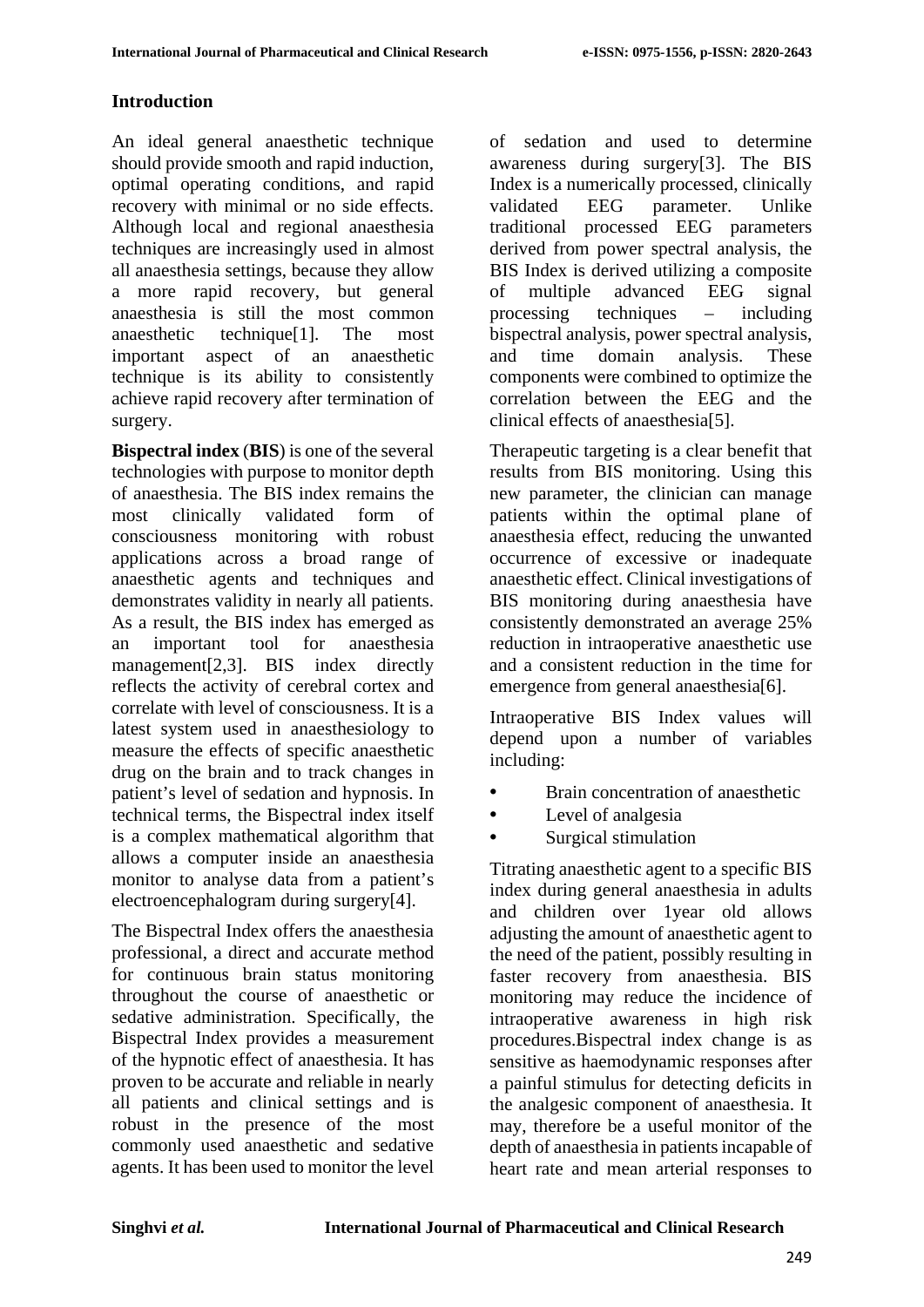## Introduction

An ideal general anaesthetic technique should provide smooth and rapid induction, optimal operating conditions, and rapid recovery with minimal or no side effects. Although local and regional anaesthesia techniques are increasingly used in almost all anaesthesia settings, because they allow a more rapid recovery, but general anaesthesia is still the most common anaesthetic technique[1]. The most important aspect of an anaesthetic technique is its ability to consistently achieve rapid recovery after termination of surgery.

**Bispectral index** (**BIS**) is one of the several technologies with purpose to monitor depth of anaesthesia. The BIS index remains the most clinically validated form of consciousness monitoring with robust applications across a broad range of anaesthetic agents and techniques and demonstrates validity in nearly all patients. As a result, the BIS index has emerged as an important tool for anaesthesia management[2,3]. BIS index directly reflects the activity of cerebral cortex and correlate with level of consciousness. It is a latest system used in anaesthesiology to measure the effects of specific anaesthetic drug on the brain and to track changes in patient's level of sedation and hypnosis. In technical terms, the Bispectral index itself is a complex mathematical algorithm that allows a computer inside an anaesthesia monitor to analyse data from a patient's electroencephalogram during surgery[4].

The Bispectral Index offers the anaesthesia professional, a direct and accurate method for continuous brain status monitoring throughout the course of anaesthetic or sedative administration. Specifically, the Bispectral Index provides a measurement of the hypnotic effect of anaesthesia. It has proven to be accurate and reliable in nearly all patients and clinical settings and is robust in the presence of the most commonly used anaesthetic and sedative agents. It has been used to monitor the level of sedation and used to determine awareness during surgery[3]. The BIS Index is a numerically processed, clinically validated EEG parameter. Unlike traditional processed EEG parameters derived from power spectral analysis, the BIS Index is derived utilizing a composite of multiple advanced EEG signal processing techniques – including bispectral analysis, power spectral analysis, and time domain analysis. These components were combined to optimize the correlation between the EEG and the clinical effects of anaesthesia[5].

Therapeutic targeting is a clear benefit that results from BIS monitoring. Using this new parameter, the clinician can manage patients within the optimal plane of anaesthesia effect, reducing the unwanted occurrence of excessive or inadequate anaesthetic effect. Clinical investigations of BIS monitoring during anaesthesia have consistently demonstrated an average 25% reduction in intraoperative anaesthetic use and a consistent reduction in the time for emergence from general anaesthesia[6].

Intraoperative BIS Index values will depend upon a number of variables including:

- Brain concentration of anaesthetic
- Level of analgesia
- Surgical stimulation

Titrating anaesthetic agent to a specific BIS index during general anaesthesia in adults and children over 1year old allows adjusting the amount of anaesthetic agent to the need of the patient, possibly resulting in faster recovery from anaesthesia. BIS monitoring may reduce the incidence of intraoperative awareness in high risk procedures.Bispectral index change is as sensitive as haemodynamic responses after a painful stimulus for detecting deficits in the analgesic component of anaesthesia. It may, therefore be a useful monitor of the depth of anaesthesia in patients incapable of heart rate and mean arterial responses to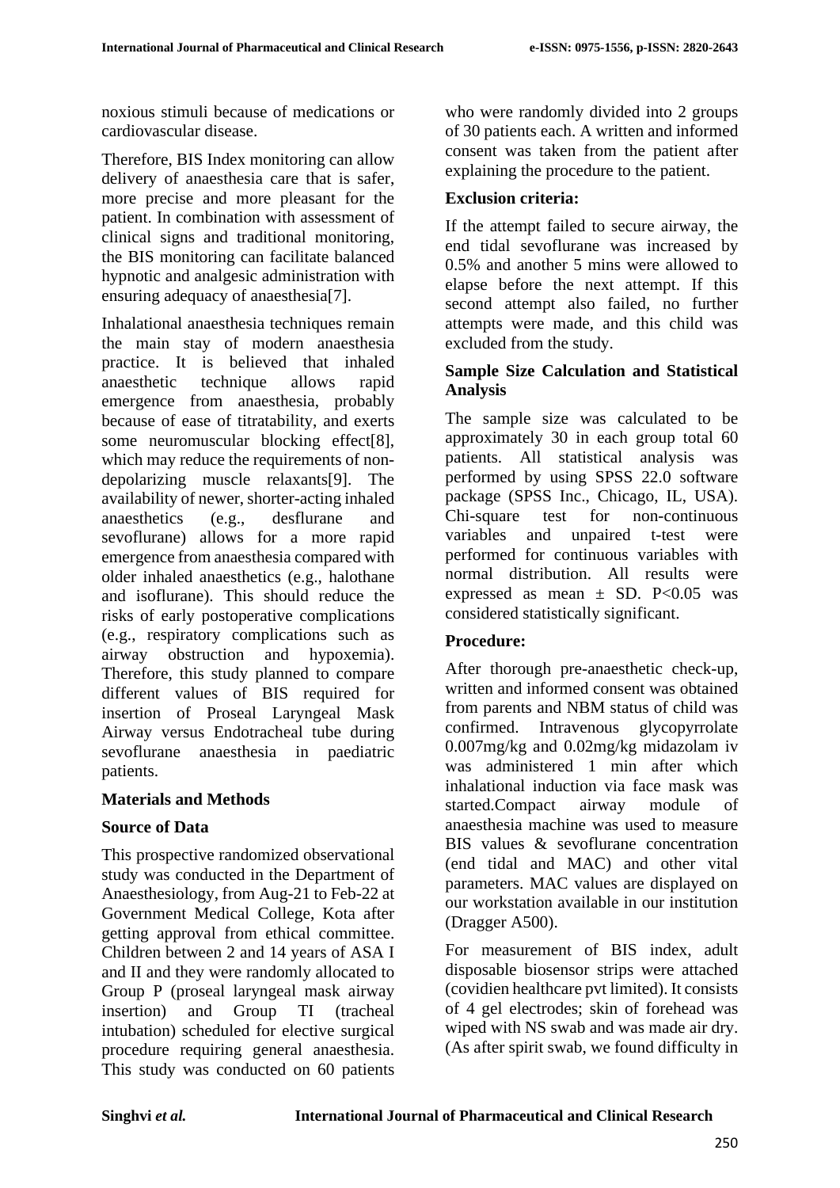noxious stimuli because of medications or cardiovascular disease.

Therefore, BIS Index monitoring can allow delivery of anaesthesia care that is safer, more precise and more pleasant for the patient. In combination with assessment of clinical signs and traditional monitoring, the BIS monitoring can facilitate balanced hypnotic and analgesic administration with ensuring adequacy of anaesthesia[7].

Inhalational anaesthesia techniques remain the main stay of modern anaesthesia practice. It is believed that inhaled anaesthetic technique allows rapid emergence from anaesthesia, probably because of ease of titratability, and exerts some neuromuscular blocking effect[8], which may reduce the requirements of non-depolarizing muscle relaxants[9]. The availability of newer, shorter-acting inhaled anaesthetics (e.g., desflurane and sevoflurane) allows for a more rapid emergence from anaesthesia compared with older inhaled anaesthetics (e.g., halothane and isoflurane). This should reduce the risks of early postoperative complications (e.g., respiratory complications such as airway obstruction and hypoxemia). Therefore, this study planned to compare different values of BIS required for insertion of Proseal Laryngeal Mask Airway versus Endotracheal tube during sevoflurane anaesthesia in paediatric patients.

## Materials and Methods

### Source of Data

This prospective randomized observational study was conducted in the Department of Anaesthesiology, from Aug-21 to Feb-22 at Government Medical College, Kota after getting approval from ethical committee. Children between 2 and 14 years of ASA I and II and they were randomly allocated to Group P (proseal laryngeal mask airway insertion) and Group TI (tracheal intubation) scheduled for elective surgical procedure requiring general anaesthesia. This study was conducted on 60 patients who were randomly divided into 2 groups of 30 patients each. A written and informed consent was taken from the patient after explaining the procedure to the patient.

### Exclusion criteria:

If the attempt failed to secure airway, the end tidal sevoflurane was increased by 0.5% and another 5 mins were allowed to elapse before the next attempt. If this second attempt also failed, no further attempts were made, and this child was excluded from the study.

### Sample Size Calculation and Statistical Analysis

The sample size was calculated to be approximately 30 in each group total 60 patients. All statistical analysis was performed by using SPSS 22.0 software package (SPSS Inc., Chicago, IL, USA). Chi-square test for non-continuous variables and unpaired t-test were performed for continuous variables with normal distribution. All results were expressed as mean ± SD. $P<0.05$ was considered statistically significant.

### Procedure:

After thorough pre-anaesthetic check-up, written and informed consent was obtained from parents and NBM status of child was confirmed. Intravenous glycopyrrolate 0.007mg/kg and 0.02mg/kg midazolam iv was administered 1 min after which inhalational induction via face mask was started.Compact airway module of anaesthesia machine was used to measure BIS values & sevoflurane concentration (end tidal and MAC) and other vital parameters. MAC values are displayed on our workstation available in our institution (Dragger A500).

For measurement of BIS index, adult disposable biosensor strips were attached (covidien healthcare pvt limited). It consists of 4 gel electrodes; skin of forehead was wiped with NS swab and was made air dry. (As after spirit swab, we found difficulty in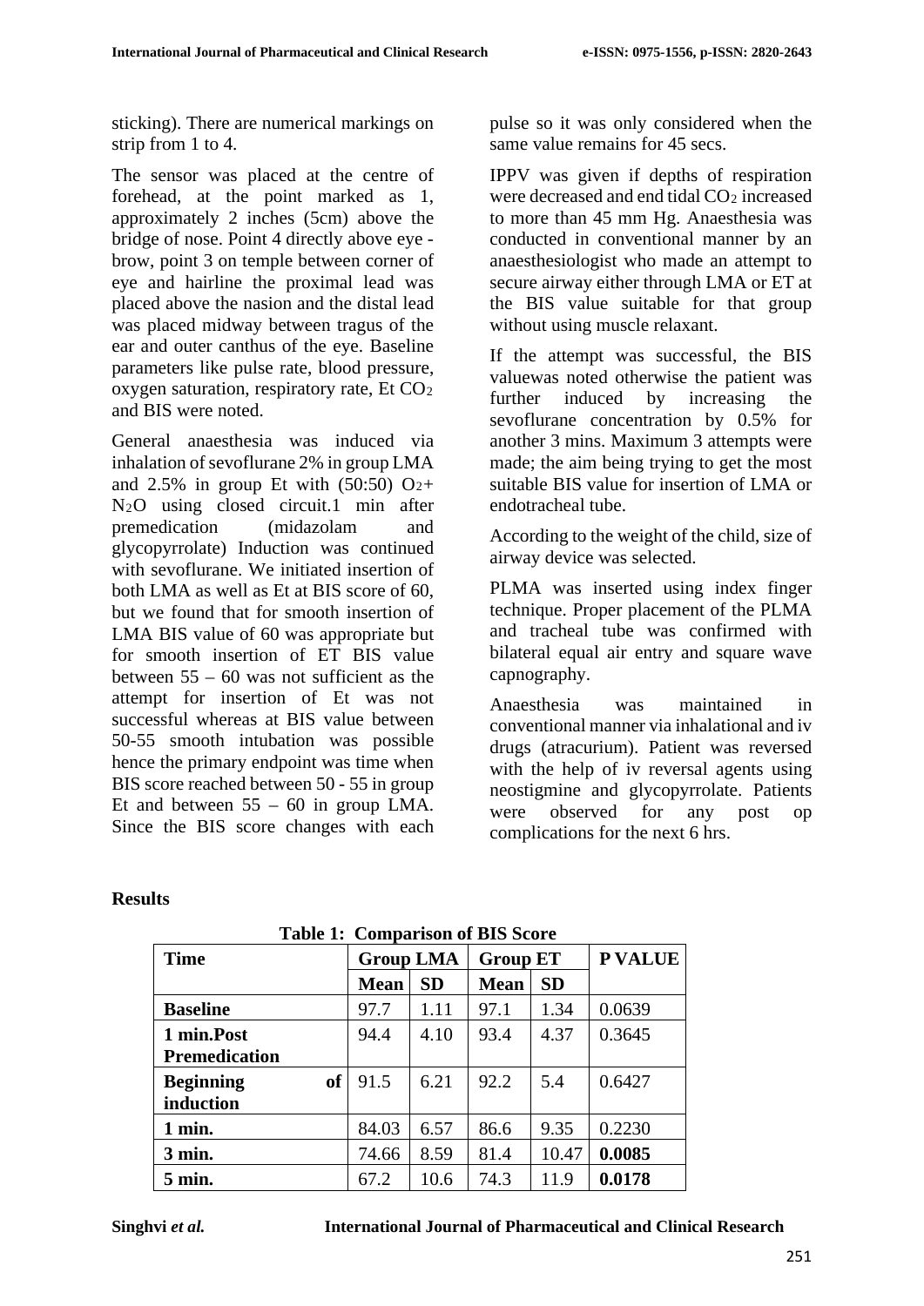sticking). There are numerical markings on strip from 1 to 4.

The sensor was placed at the centre of forehead, at the point marked as 1, approximately 2 inches (5cm) above the bridge of nose. Point 4 directly above eye - brow, point 3 on temple between corner of eye and hairline the proximal lead was placed above the nasion and the distal lead was placed midway between tragus of the ear and outer canthus of the eye. Baseline parameters like pulse rate, blood pressure, oxygen saturation, respiratory rate, Et $CO_2$ and BIS were noted.

General anaesthesia was induced via inhalation of sevoflurane 2% in group LMA and 2.5% in group Et with (50:50) $O_2$+ $N_2O$ using closed circuit.1 min after premedication (midazolam and glycopyrrolate) Induction was continued with sevoflurane. We initiated insertion of both LMA as well as Et at BIS score of 60, but we found that for smooth insertion of LMA BIS value of 60 was appropriate but for smooth insertion of ET BIS value between 55 – 60 was not sufficient as the attempt for insertion of Et was not successful whereas at BIS value between 50-55 smooth intubation was possible hence the primary endpoint was time when BIS score reached between 50 - 55 in group Et and between 55 – 60 in group LMA. Since the BIS score changes with each pulse so it was only considered when the same value remains for 45 secs.

IPPV was given if depths of respiration were decreased and end tidal $CO_2$ increased to more than 45 mm Hg. Anaesthesia was conducted in conventional manner by an anaesthesiologist who made an attempt to secure airway either through LMA or ET at the BIS value suitable for that group without using muscle relaxant.

If the attempt was successful, the BIS valuewas noted otherwise the patient was further induced by increasing the sevoflurane concentration by 0.5% for another 3 mins. Maximum 3 attempts were made; the aim being trying to get the most suitable BIS value for insertion of LMA or endotracheal tube.

According to the weight of the child, size of airway device was selected.

PLMA was inserted using index finger technique. Proper placement of the PLMA and tracheal tube was confirmed with bilateral equal air entry and square wave capnography.

Anaesthesia was maintained in conventional manner via inhalational and iv drugs (atracurium). Patient was reversed with the help of iv reversal agents using neostigmine and glycopyrrolate. Patients were observed for any post op complications for the next 6 hrs.

## Results

**Table 1: Comparison of BIS Score**

| Time | Group LMA | | Group ET | | P VALUE |
|---|---|---|---|---|---|
| | Mean | SD | Mean | SD | |
| **Baseline** | 97.7 | 1.11 | 97.1 | 1.34 | 0.0639 |
| **1 min.Post Premedication** | 94.4 | 4.10 | 93.4 | 4.37 | 0.3645 |
| **Beginning of induction** | 91.5 | 6.21 | 92.2 | 5.4 | 0.6427 |
| **1 min.** | 84.03 | 6.57 | 86.6 | 9.35 | 0.2230 |
| **3 min.** | 74.66 | 8.59 | 81.4 | 10.47 | **0.0085** |
| **5 min.** | 67.2 | 10.6 | 74.3 | 11.9 | **0.0178** |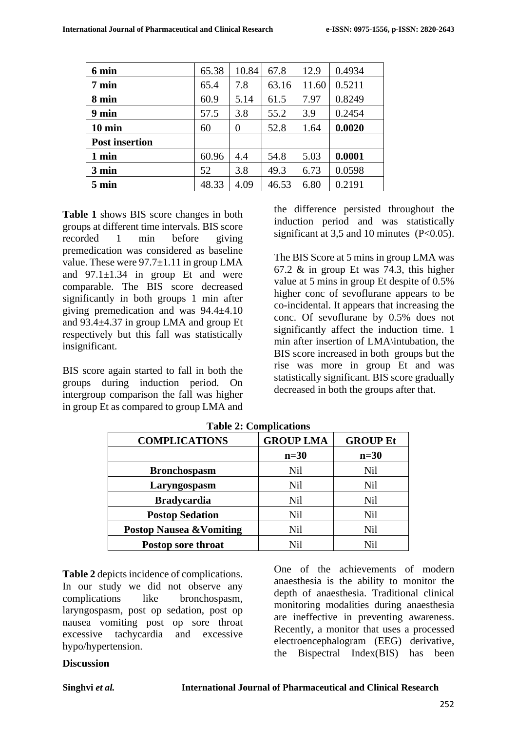| | | | | | |
|---|---|---|---|---|---|
| **6 min** | 65.38 | 10.84 | 67.8 | 12.9 | 0.4934 |
| **7 min** | 65.4 | 7.8 | 63.16 | 11.60 | 0.5211 |
| **8 min** | 60.9 | 5.14 | 61.5 | 7.97 | 0.8249 |
| **9 min** | 57.5 | 3.8 | 55.2 | 3.9 | 0.2454 |
| **10 min** | 60 | 0 | 52.8 | 1.64 | **0.0020** |
| **Post insertion** | | | | | |
| **1 min** | 60.96 | 4.4 | 54.8 | 5.03 | **0.0001** |
| **3 min** | 52 | 3.8 | 49.3 | 6.73 | 0.0598 |
| **5 min** | 48.33 | 4.09 | 46.53 | 6.80 | 0.2191 |

**Table 1** shows BIS score changes in both groups at different time intervals. BIS score recorded 1 min before giving premedication was considered as baseline value. These were 97.7±1.11 in group LMA and 97.1±1.34 in group Et and were comparable. The BIS score decreased significantly in both groups 1 min after giving premedication and was 94.4±4.10 and 93.4±4.37 in group LMA and group Et respectively but this fall was statistically insignificant.

BIS score again started to fall in both the groups during induction period. On intergroup comparison the fall was higher in group Et as compared to group LMA and the difference persisted throughout the induction period and was statistically significant at 3,5 and 10 minutes ($P<0.05$).

The BIS Score at 5 mins in group LMA was 67.2 & in group Et was 74.3, this higher value at 5 mins in group Et despite of 0.5% higher conc of sevoflurane appears to be co-incidental. It appears that increasing the conc. Of sevoflurane by 0.5% does not significantly affect the induction time. 1 min after insertion of LMA\intubation, the BIS score increased in both groups but the rise was more in group Et and was statistically significant. BIS score gradually decreased in both the groups after that.

**Table 2: Complications**

| COMPLICATIONS | GROUP LMA | GROUP Et |
|---|---|---|
| | n=30 | n=30 |
| Bronchospasm | Nil | Nil |
| Laryngospasm | Nil | Nil |
| Bradycardia | Nil | Nil |
| Postop Sedation | Nil | Nil |
| Postop Nausea &Vomiting | Nil | Nil |
| Postop sore throat | Nil | Nil |

**Table 2** depicts incidence of complications. In our study we did not observe any complications like bronchospasm, laryngospasm, post op sedation, post op nausea vomiting post op sore throat excessive tachycardia and excessive hypo/hypertension.

## Discussion

One of the achievements of modern anaesthesia is the ability to monitor the depth of anaesthesia. Traditional clinical monitoring modalities during anaesthesia are ineffective in preventing awareness. Recently, a monitor that uses a processed electroencephalogram (EEG) derivative, the Bispectral Index(BIS) has been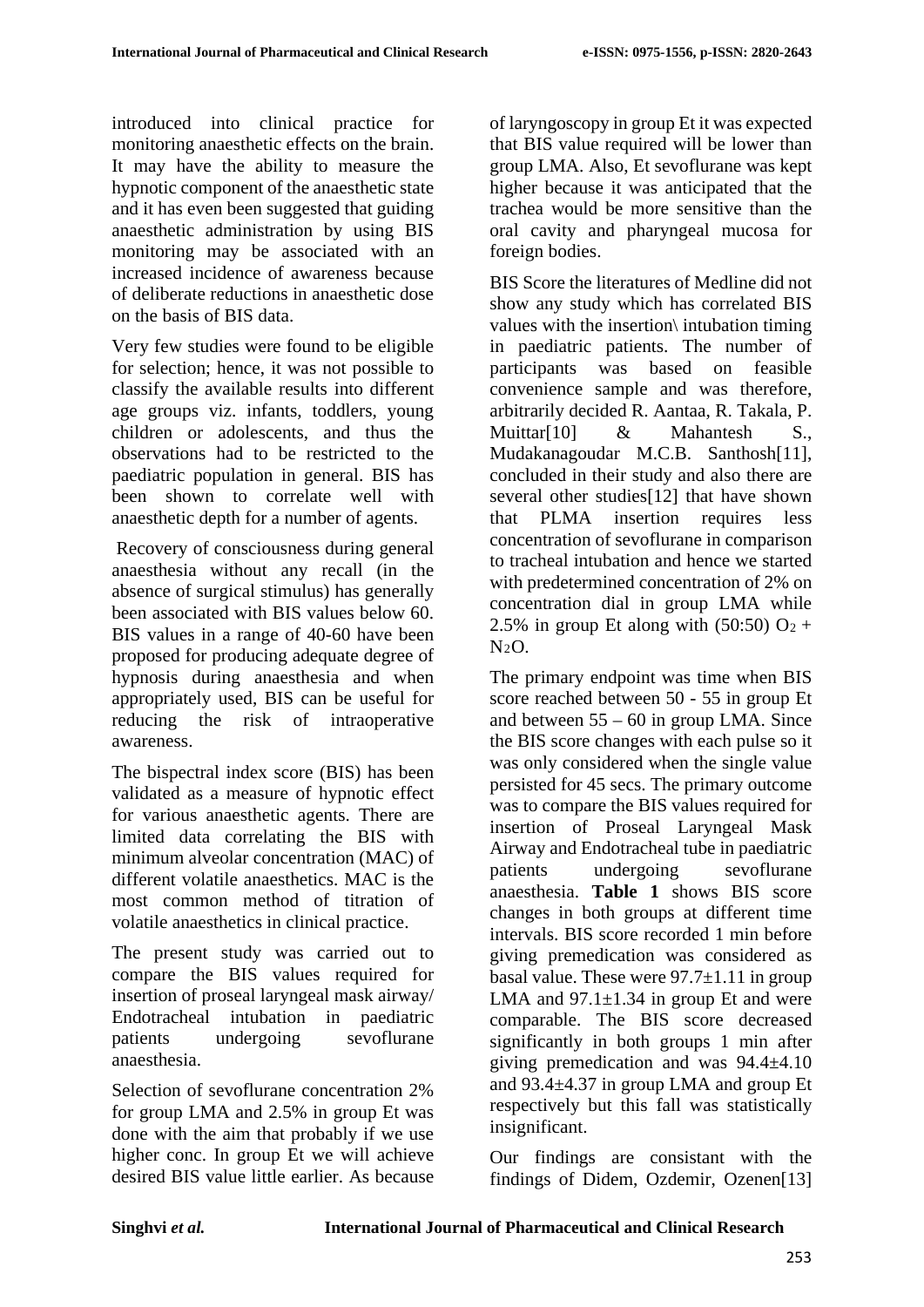introduced into clinical practice for monitoring anaesthetic effects on the brain. It may have the ability to measure the hypnotic component of the anaesthetic state and it has even been suggested that guiding anaesthetic administration by using BIS monitoring may be associated with an increased incidence of awareness because of deliberate reductions in anaesthetic dose on the basis of BIS data.

Very few studies were found to be eligible for selection; hence, it was not possible to classify the available results into different age groups viz. infants, toddlers, young children or adolescents, and thus the observations had to be restricted to the paediatric population in general. BIS has been shown to correlate well with anaesthetic depth for a number of agents.

Recovery of consciousness during general anaesthesia without any recall (in the absence of surgical stimulus) has generally been associated with BIS values below 60. BIS values in a range of 40-60 have been proposed for producing adequate degree of hypnosis during anaesthesia and when appropriately used, BIS can be useful for reducing the risk of intraoperative awareness.

The bispectral index score (BIS) has been validated as a measure of hypnotic effect for various anaesthetic agents. There are limited data correlating the BIS with minimum alveolar concentration (MAC) of different volatile anaesthetics. MAC is the most common method of titration of volatile anaesthetics in clinical practice.

The present study was carried out to compare the BIS values required for insertion of proseal laryngeal mask airway/ Endotracheal intubation in paediatric patients undergoing sevoflurane anaesthesia.

Selection of sevoflurane concentration 2% for group LMA and 2.5% in group Et was done with the aim that probably if we use higher conc. In group Et we will achieve desired BIS value little earlier. As because of laryngoscopy in group Et it was expected that BIS value required will be lower than group LMA. Also, Et sevoflurane was kept higher because it was anticipated that the trachea would be more sensitive than the oral cavity and pharyngeal mucosa for foreign bodies.

BIS Score the literatures of Medline did not show any study which has correlated BIS values with the insertion\ intubation timing in paediatric patients. The number of participants was based on feasible convenience sample and was therefore, arbitrarily decided R. Aantaa, R. Takala, P. Muittar[10] & Mahantesh S., Mudakanagoudar M.C.B. Santhosh[11], concluded in their study and also there are several other studies[12] that have shown that PLMA insertion requires less concentration of sevoflurane in comparison to tracheal intubation and hence we started with predetermined concentration of 2% on concentration dial in group LMA while 2.5% in group Et along with (50:50) $O_2$ + $N_2O$.

The primary endpoint was time when BIS score reached between 50 - 55 in group Et and between 55 – 60 in group LMA. Since the BIS score changes with each pulse so it was only considered when the single value persisted for 45 secs. The primary outcome was to compare the BIS values required for insertion of Proseal Laryngeal Mask Airway and Endotracheal tube in paediatric patients undergoing sevoflurane anaesthesia. **Table 1** shows BIS score changes in both groups at different time intervals. BIS score recorded 1 min before giving premedication was considered as basal value. These were 97.7±1.11 in group LMA and 97.1±1.34 in group Et and were comparable. The BIS score decreased significantly in both groups 1 min after giving premedication and was 94.4±4.10 and 93.4±4.37 in group LMA and group Et respectively but this fall was statistically insignificant.

Our findings are consistant with the findings of Didem, Ozdemir, Ozenen[13]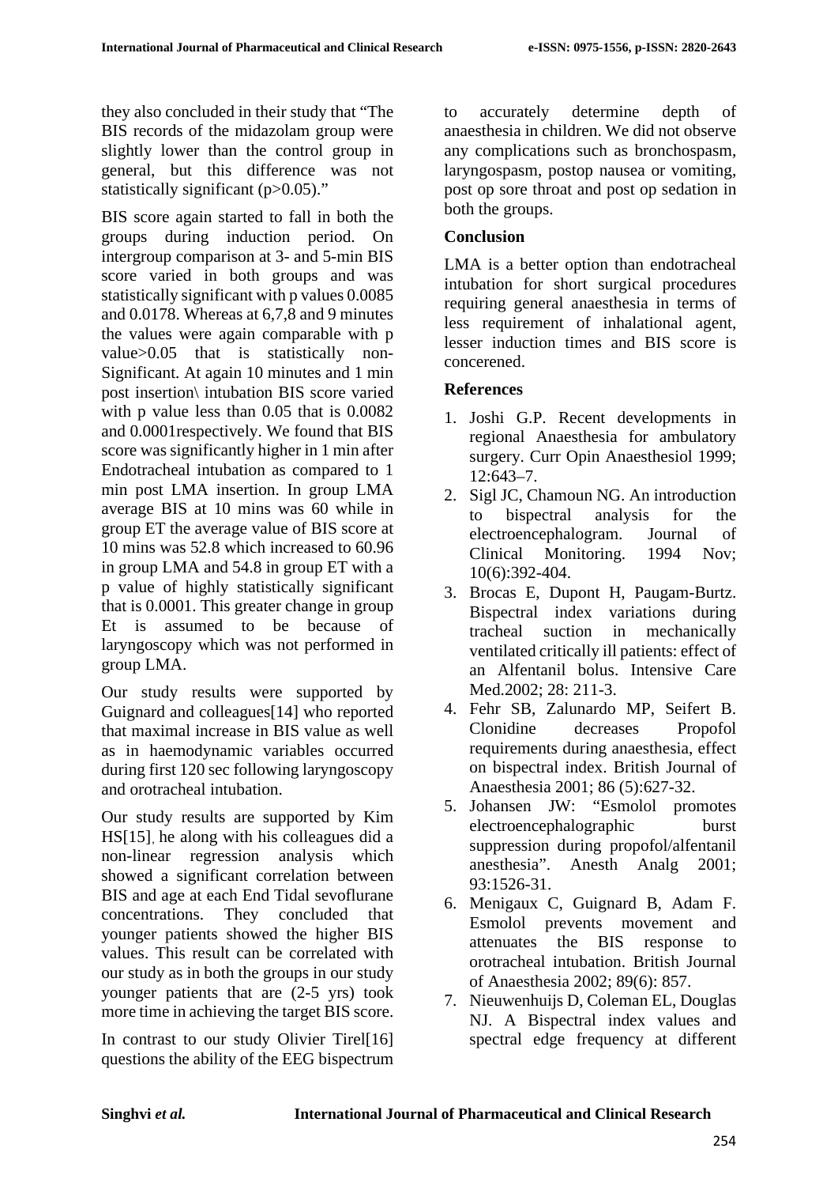they also concluded in their study that "The BIS records of the midazolam group were slightly lower than the control group in general, but this difference was not statistically significant ($p>0.05$)."

BIS score again started to fall in both the groups during induction period. On intergroup comparison at 3- and 5-min BIS score varied in both groups and was statistically significant with p values 0.0085 and 0.0178. Whereas at 6,7,8 and 9 minutes the values were again comparable with p value>0.05 that is statistically non-Significant. At again 10 minutes and 1 min post insertion\ intubation BIS score varied with p value less than 0.05 that is 0.0082 and 0.0001respectively. We found that BIS score was significantly higher in 1 min after Endotracheal intubation as compared to 1 min post LMA insertion. In group LMA average BIS at 10 mins was 60 while in group ET the average value of BIS score at 10 mins was 52.8 which increased to 60.96 in group LMA and 54.8 in group ET with a p value of highly statistically significant that is 0.0001. This greater change in group Et is assumed to be because of laryngoscopy which was not performed in group LMA.

Our study results were supported by Guignard and colleagues[14] who reported that maximal increase in BIS value as well as in haemodynamic variables occurred during first 120 sec following laryngoscopy and orotracheal intubation.

Our study results are supported by Kim HS[15], he along with his colleagues did a non-linear regression analysis which showed a significant correlation between BIS and age at each End Tidal sevoflurane concentrations. They concluded that younger patients showed the higher BIS values. This result can be correlated with our study as in both the groups in our study younger patients that are (2-5 yrs) took more time in achieving the target BIS score.

In contrast to our study Olivier Tirel[16] questions the ability of the EEG bispectrum to accurately determine depth of anaesthesia in children. We did not observe any complications such as bronchospasm, laryngospasm, postop nausea or vomiting, post op sore throat and post op sedation in both the groups.

## Conclusion

LMA is a better option than endotracheal intubation for short surgical procedures requiring general anaesthesia in terms of less requirement of inhalational agent, lesser induction times and BIS score is concerened.

## References

1. Joshi G.P. Recent developments in regional Anaesthesia for ambulatory surgery. Curr Opin Anaesthesiol 1999; 12:643–7.
2. Sigl JC, Chamoun NG. An introduction to bispectral analysis for the electroencephalogram. Journal of Clinical Monitoring. 1994 Nov; 10(6):392-404.
3. Brocas E, Dupont H, Paugam-Burtz. Bispectral index variations during tracheal suction in mechanically ventilated critically ill patients: effect of an Alfentanil bolus. Intensive Care Med.2002; 28: 211-3.
4. Fehr SB, Zalunardo MP, Seifert B. Clonidine decreases Propofol requirements during anaesthesia, effect on bispectral index. British Journal of Anaesthesia 2001; 86 (5):627-32.
5. Johansen JW: "Esmolol promotes electroencephalographic burst suppression during propofol/alfentanil anesthesia". Anesth Analg 2001; 93:1526-31.
6. Menigaux C, Guignard B, Adam F. Esmolol prevents movement and attenuates the BIS response to orotracheal intubation. British Journal of Anaesthesia 2002; 89(6): 857.
7. Nieuwenhuijs D, Coleman EL, Douglas NJ. A Bispectral index values and spectral edge frequency at different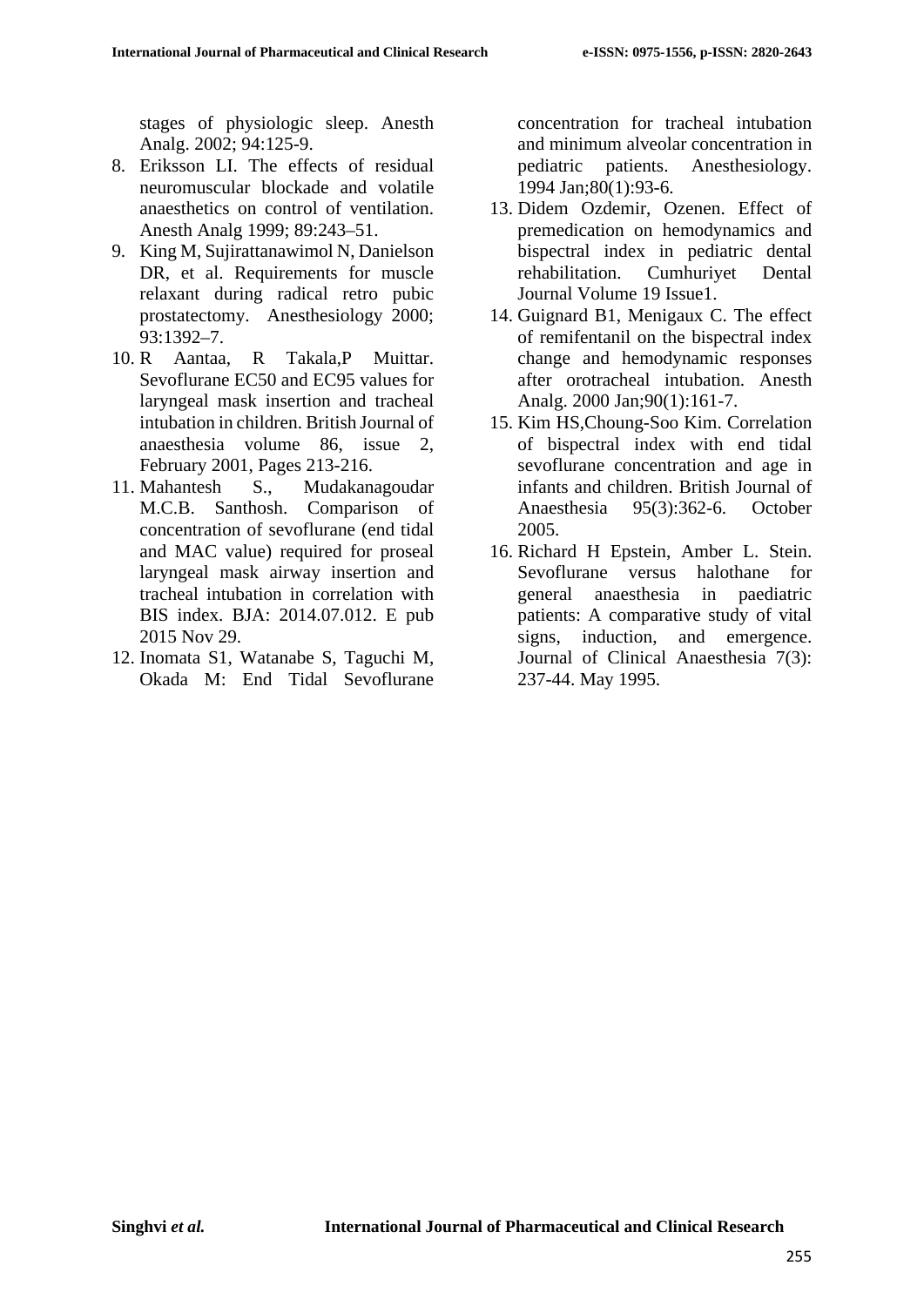stages of physiologic sleep. Anesth Analg. 2002; 94:125-9.

8. Eriksson LI. The effects of residual neuromuscular blockade and volatile anaesthetics on control of ventilation. Anesth Analg 1999; 89:243–51.
9. King M, Sujirattanawimol N, Danielson DR, et al. Requirements for muscle relaxant during radical retro pubic prostatectomy. Anesthesiology 2000; 93:1392–7.
10. R Aantaa, R Takala,P Muittar. Sevoflurane EC50 and EC95 values for laryngeal mask insertion and tracheal intubation in children. British Journal of anaesthesia volume 86, issue 2, February 2001, Pages 213-216.
11. Mahantesh S., Mudakanagoudar M.C.B. Santhosh. Comparison of concentration of sevoflurane (end tidal and MAC value) required for proseal laryngeal mask airway insertion and tracheal intubation in correlation with BIS index. BJA: 2014.07.012. E pub 2015 Nov 29.
12. Inomata S1, Watanabe S, Taguchi M, Okada M: End Tidal Sevoflurane concentration for tracheal intubation and minimum alveolar concentration in pediatric patients. Anesthesiology. 1994 Jan;80(1):93-6.
13. Didem Ozdemir, Ozenen. Effect of premedication on hemodynamics and bispectral index in pediatric dental rehabilitation. Cumhuriyet Dental Journal Volume 19 Issue1.
14. Guignard B1, Menigaux C. The effect of remifentanil on the bispectral index change and hemodynamic responses after orotracheal intubation. Anesth Analg. 2000 Jan;90(1):161-7.
15. Kim HS,Choung-Soo Kim. Correlation of bispectral index with end tidal sevoflurane concentration and age in infants and children. British Journal of Anaesthesia 95(3):362-6. October 2005.
16. Richard H Epstein, Amber L. Stein. Sevoflurane versus halothane for general anaesthesia in paediatric patients: A comparative study of vital signs, induction, and emergence. Journal of Clinical Anaesthesia 7(3): 237-44. May 1995.